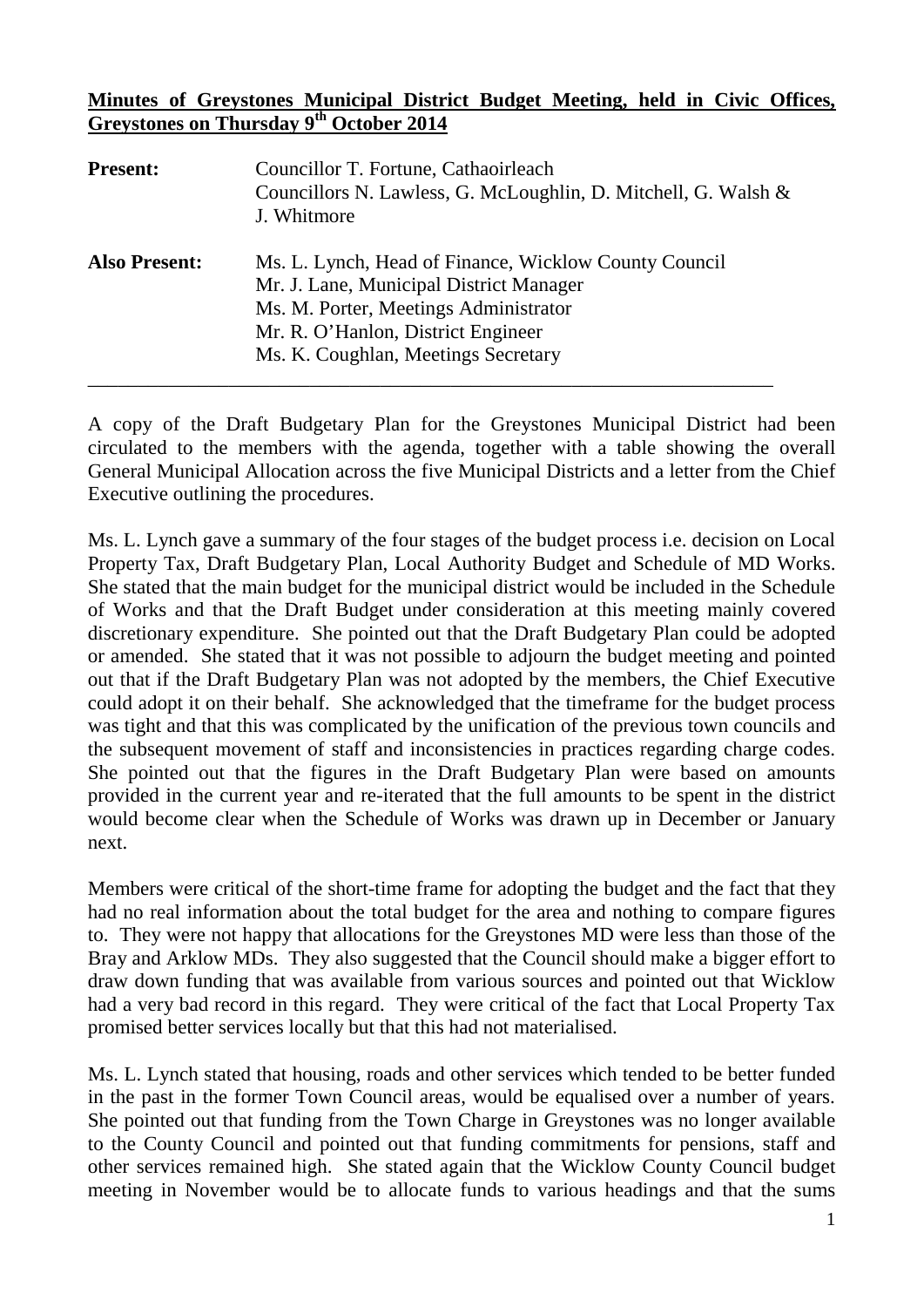**Minutes of Greystones Municipal District Budget Meeting, held in Civic Offices, Greystones on Thursday 9th October 2014**

| | |
|---|---|
| **Present:** | Councillor T. Fortune, Cathaoirleach<br>Councillors N. Lawless, G. McLoughlin, D. Mitchell, G. Walsh & J. Whitmore |
| **Also Present:** | Ms. L. Lynch, Head of Finance, Wicklow County Council<br>Mr. J. Lane, Municipal District Manager<br>Ms. M. Porter, Meetings Administrator<br>Mr. R. O'Hanlon, District Engineer<br>Ms. K. Coughlan, Meetings Secretary |

---

A copy of the Draft Budgetary Plan for the Greystones Municipal District had been circulated to the members with the agenda, together with a table showing the overall General Municipal Allocation across the five Municipal Districts and a letter from the Chief Executive outlining the procedures.

Ms. L. Lynch gave a summary of the four stages of the budget process i.e. decision on Local Property Tax, Draft Budgetary Plan, Local Authority Budget and Schedule of MD Works. She stated that the main budget for the municipal district would be included in the Schedule of Works and that the Draft Budget under consideration at this meeting mainly covered discretionary expenditure. She pointed out that the Draft Budgetary Plan could be adopted or amended. She stated that it was not possible to adjourn the budget meeting and pointed out that if the Draft Budgetary Plan was not adopted by the members, the Chief Executive could adopt it on their behalf. She acknowledged that the timeframe for the budget process was tight and that this was complicated by the unification of the previous town councils and the subsequent movement of staff and inconsistencies in practices regarding charge codes. She pointed out that the figures in the Draft Budgetary Plan were based on amounts provided in the current year and re-iterated that the full amounts to be spent in the district would become clear when the Schedule of Works was drawn up in December or January next.

Members were critical of the short-time frame for adopting the budget and the fact that they had no real information about the total budget for the area and nothing to compare figures to. They were not happy that allocations for the Greystones MD were less than those of the Bray and Arklow MDs. They also suggested that the Council should make a bigger effort to draw down funding that was available from various sources and pointed out that Wicklow had a very bad record in this regard. They were critical of the fact that Local Property Tax promised better services locally but that this had not materialised.

Ms. L. Lynch stated that housing, roads and other services which tended to be better funded in the past in the former Town Council areas, would be equalised over a number of years. She pointed out that funding from the Town Charge in Greystones was no longer available to the County Council and pointed out that funding commitments for pensions, staff and other services remained high. She stated again that the Wicklow County Council budget meeting in November would be to allocate funds to various headings and that the sums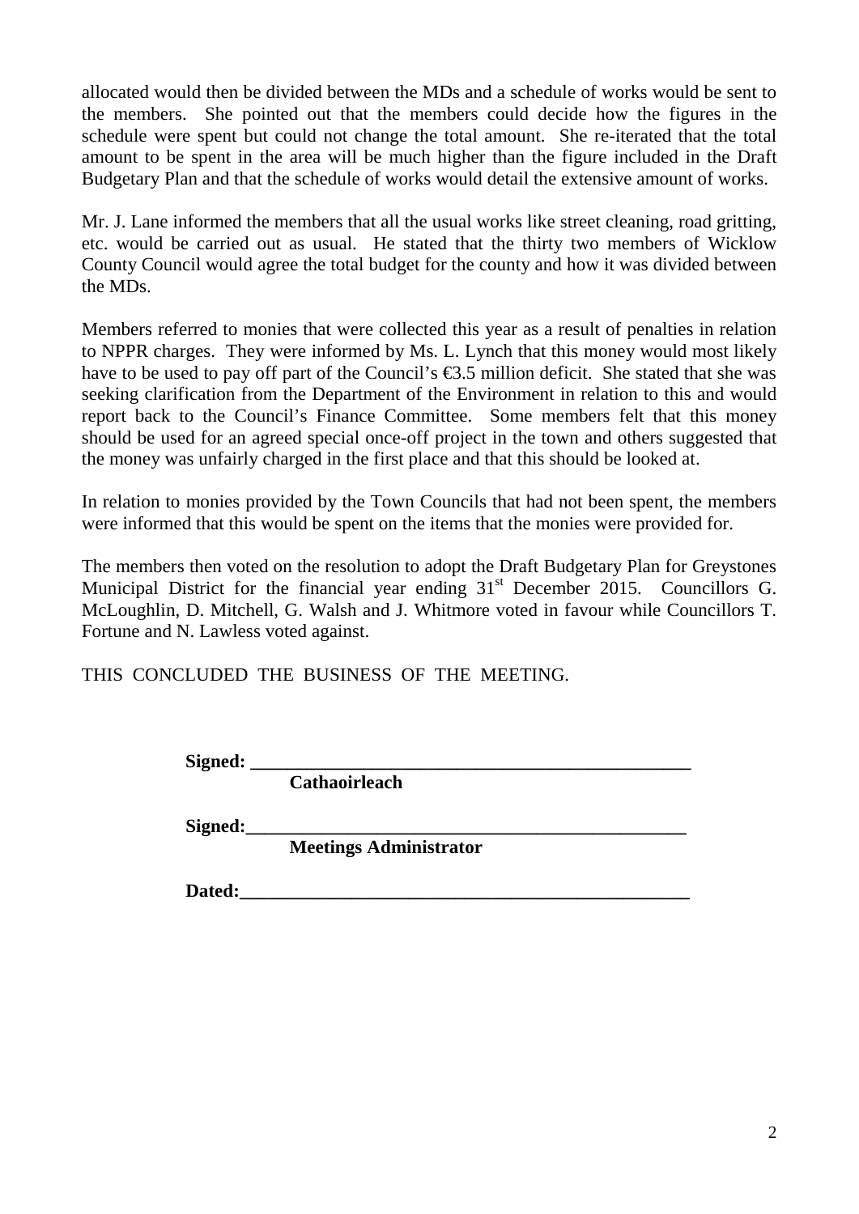allocated would then be divided between the MDs and a schedule of works would be sent to the members. She pointed out that the members could decide how the figures in the schedule were spent but could not change the total amount. She re-iterated that the total amount to be spent in the area will be much higher than the figure included in the Draft Budgetary Plan and that the schedule of works would detail the extensive amount of works.

Mr. J. Lane informed the members that all the usual works like street cleaning, road gritting, etc. would be carried out as usual. He stated that the thirty two members of Wicklow County Council would agree the total budget for the county and how it was divided between the MDs.

Members referred to monies that were collected this year as a result of penalties in relation to NPPR charges. They were informed by Ms. L. Lynch that this money would most likely have to be used to pay off part of the Council's €3.5 million deficit. She stated that she was seeking clarification from the Department of the Environment in relation to this and would report back to the Council's Finance Committee. Some members felt that this money should be used for an agreed special once-off project in the town and others suggested that the money was unfairly charged in the first place and that this should be looked at.

In relation to monies provided by the Town Councils that had not been spent, the members were informed that this would be spent on the items that the monies were provided for.

The members then voted on the resolution to adopt the Draft Budgetary Plan for Greystones Municipal District for the financial year ending 31st December 2015. Councillors G. McLoughlin, D. Mitchell, G. Walsh and J. Whitmore voted in favour while Councillors T. Fortune and N. Lawless voted against.

THIS CONCLUDED THE BUSINESS OF THE MEETING.

**Signed: \_\_\_\_\_\_\_\_\_\_\_\_\_\_\_\_\_\_\_\_\_\_\_\_\_\_\_\_\_\_\_\_\_\_\_\_\_\_\_\_\_\_\_\_\_\_**
**Cathaoirleach**

**Signed:\_\_\_\_\_\_\_\_\_\_\_\_\_\_\_\_\_\_\_\_\_\_\_\_\_\_\_\_\_\_\_\_\_\_\_\_\_\_\_\_\_\_\_\_\_\_**
**Meetings Administrator**

**Dated:\_\_\_\_\_\_\_\_\_\_\_\_\_\_\_\_\_\_\_\_\_\_\_\_\_\_\_\_\_\_\_\_\_\_\_\_\_\_\_\_\_\_\_\_\_\_\_**